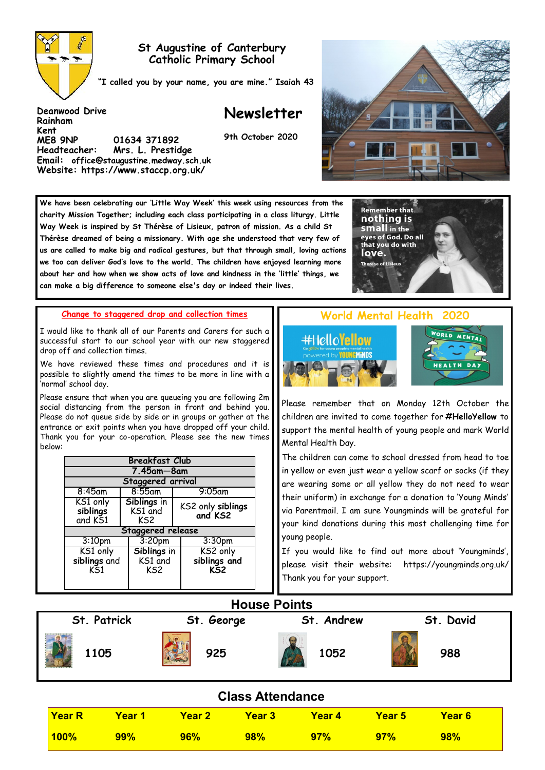# St Augustine of Canterbury Catholic Primary School

**"I called you by your name, you are mine." Isaiah 43**

**Deanwood Drive**
**Rainham**
**Kent**
**ME8 9NP** **01634 371892**
**Headteacher: Mrs. L. Prestidge**
**Email: office@staugustine.medway.sch.uk**
**Website: https://www.staccp.org.uk/**

# Newsletter

**9th October 2020**

**We have been celebrating our 'Little Way Week' this week using resources from the charity Mission Together; including each class participating in a class liturgy. Little Way Week is inspired by St Thérèse of Lisieux, patron of mission. As a child St Thérèse dreamed of being a missionary. With age she understood that very few of us are called to make big and radical gestures, but that through small, loving actions we too can deliver God's love to the world. The children have enjoyed learning more about her and how when we show acts of love and kindness in the 'little' things, we can make a big difference to someone else's day or indeed their lives.**

Remember that **nothing is small** in the eyes of God. Do all that you do with **love.**
Therese of Lisieux

## Change to staggered drop and collection times

I would like to thank all of our Parents and Carers for such a successful start to our school year with our new staggered drop off and collection times.

We have reviewed these times and procedures and it is possible to slightly amend the times to be more in line with a 'normal' school day.

Please ensure that when you are queueing you are following 2m social distancing from the person in front and behind you. Please do not queue side by side or in groups or gather at the entrance or exit points when you have dropped off your child. Thank you for your co-operation. Please see the new times below:

| **Breakfast Club** | | |
|---|---|---|
| **7.45am—8am** | | |
| **Staggered arrival** | | |
| 8:45am | 8:55am | 9:05am |
| KS1 only **siblings** and KS1 | **Siblings** in KS1 and KS2 | KS2 only **siblings** and **KS2** |
| **Staggered release** | | |
| 3:10pm | 3:20pm | 3:30pm |
| KS1 only **siblings** and KS1 | **Siblings** in KS1 and KS2 | KS2 only **siblings and KS2** |

## World Mental Health 2020

#HelloYellow — Go yellow for young people's mental health — powered by YOUNGMINDS

WORLD MENTAL HEALTH DAY

Please remember that on Monday 12th October the children are invited to come together for **#HelloYellow** to support the mental health of young people and mark World Mental Health Day.

The children can come to school dressed from head to toe in yellow or even just wear a yellow scarf or socks (if they are wearing some or all yellow they do not need to wear their uniform) in exchange for a donation to 'Young Minds' via Parentmail. I am sure Youngminds will be grateful for your kind donations during this most challenging time for young people.

If you would like to find out more about 'Youngminds', please visit their website: https://youngminds.org.uk/

Thank you for your support.

## House Points

| St. Patrick | St. George | St. Andrew | St. David |
|---|---|---|---|
| 1105 | 925 | 1052 | 988 |

## Class Attendance

| Year R | Year 1 | Year 2 | Year 3 | Year 4 | Year 5 | Year 6 |
|---|---|---|---|---|---|---|
| 100% | 99% | 96% | 98% | 97% | 97% | 98% |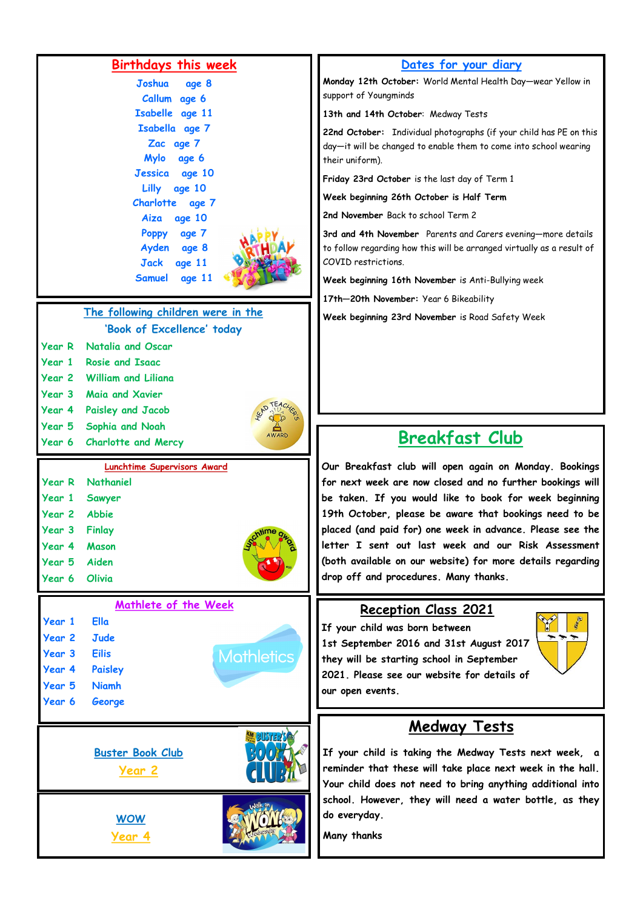## Birthdays this week

Joshua age 8
Callum age 6
Isabelle age 11
Isabella age 7
Zac age 7
Mylo age 6
Jessica age 10
Lilly age 10
Charlotte age 7
Aiza age 10
Poppy age 7
Ayden age 8
Jack age 11
Samuel age 11

## The following children were in the 'Book of Excellence' today

| | |
|---|---|
| Year R | Natalia and Oscar |
| Year 1 | Rosie and Isaac |
| Year 2 | William and Liliana |
| Year 3 | Maia and Xavier |
| Year 4 | Paisley and Jacob |
| Year 5 | Sophia and Noah |
| Year 6 | Charlotte and Mercy |

## Lunchtime Supervisors Award

| | |
|---|---|
| Year R | Nathaniel |
| Year 1 | Sawyer |
| Year 2 | Abbie |
| Year 3 | Finlay |
| Year 4 | Mason |
| Year 5 | Aiden |
| Year 6 | Olivia |

## Mathlete of the Week

| | |
|---|---|
| Year 1 | Ella |
| Year 2 | Jude |
| Year 3 | Eilis |
| Year 4 | Paisley |
| Year 5 | Niamh |
| Year 6 | George |

## Buster Book Club

Year 2

## WOW

Year 4

## Dates for your diary

**Monday 12th October:** World Mental Health Day—wear Yellow in support of Youngminds

**13th and 14th October**: Medway Tests

**22nd October:** Individual photographs (if your child has PE on this day—it will be changed to enable them to come into school wearing their uniform).

**Friday 23rd October** is the last day of Term 1

**Week beginning 26th October is Half Term**

**2nd November** Back to school Term 2

**3rd and 4th November** Parents and Carers evening—more details to follow regarding how this will be arranged virtually as a result of COVID restrictions.

**Week beginning 16th November** is Anti-Bullying week

**17th—20th November:** Year 6 Bikeability

**Week beginning 23rd November** is Road Safety Week

## Breakfast Club

Our Breakfast club will open again on Monday. Bookings for next week are now closed and no further bookings will be taken. If you would like to book for week beginning 19th October, please be aware that bookings need to be placed (and paid for) one week in advance. Please see the letter I sent out last week and our Risk Assessment (both available on our website) for more details regarding drop off and procedures. Many thanks.

## Reception Class 2021

If your child was born between 1st September 2016 and 31st August 2017 they will be starting school in September 2021. Please see our website for details of our open events.

## Medway Tests

If your child is taking the Medway Tests next week, a reminder that these will take place next week in the hall. Your child does not need to bring anything additional into school. However, they will need a water bottle, as they do everyday.

Many thanks